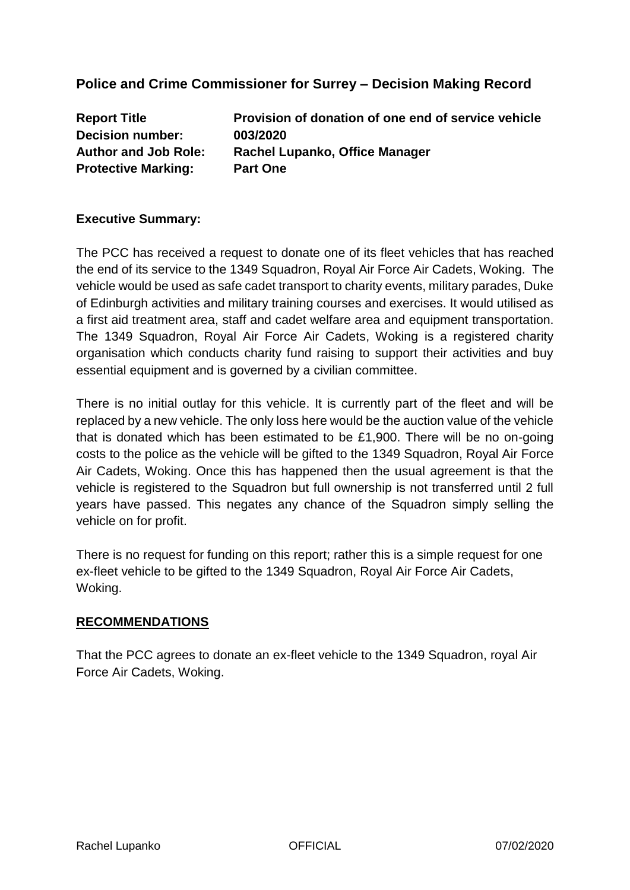## Police and Crime Commissioner for Surrey – Decision Making Record

**Report Title** **Provision of donation of one end of service vehicle**
**Decision number:** **003/2020**
**Author and Job Role:** **Rachel Lupanko, Office Manager**
**Protective Marking:** **Part One**

**Executive Summary:**

The PCC has received a request to donate one of its fleet vehicles that has reached the end of its service to the 1349 Squadron, Royal Air Force Air Cadets, Woking. The vehicle would be used as safe cadet transport to charity events, military parades, Duke of Edinburgh activities and military training courses and exercises. It would utilised as a first aid treatment area, staff and cadet welfare area and equipment transportation. The 1349 Squadron, Royal Air Force Air Cadets, Woking is a registered charity organisation which conducts charity fund raising to support their activities and buy essential equipment and is governed by a civilian committee.

There is no initial outlay for this vehicle. It is currently part of the fleet and will be replaced by a new vehicle. The only loss here would be the auction value of the vehicle that is donated which has been estimated to be £1,900. There will be no on-going costs to the police as the vehicle will be gifted to the 1349 Squadron, Royal Air Force Air Cadets, Woking. Once this has happened then the usual agreement is that the vehicle is registered to the Squadron but full ownership is not transferred until 2 full years have passed. This negates any chance of the Squadron simply selling the vehicle on for profit.

There is no request for funding on this report; rather this is a simple request for one ex-fleet vehicle to be gifted to the 1349 Squadron, Royal Air Force Air Cadets, Woking.

**RECOMMENDATIONS**

That the PCC agrees to donate an ex-fleet vehicle to the 1349 Squadron, royal Air Force Air Cadets, Woking.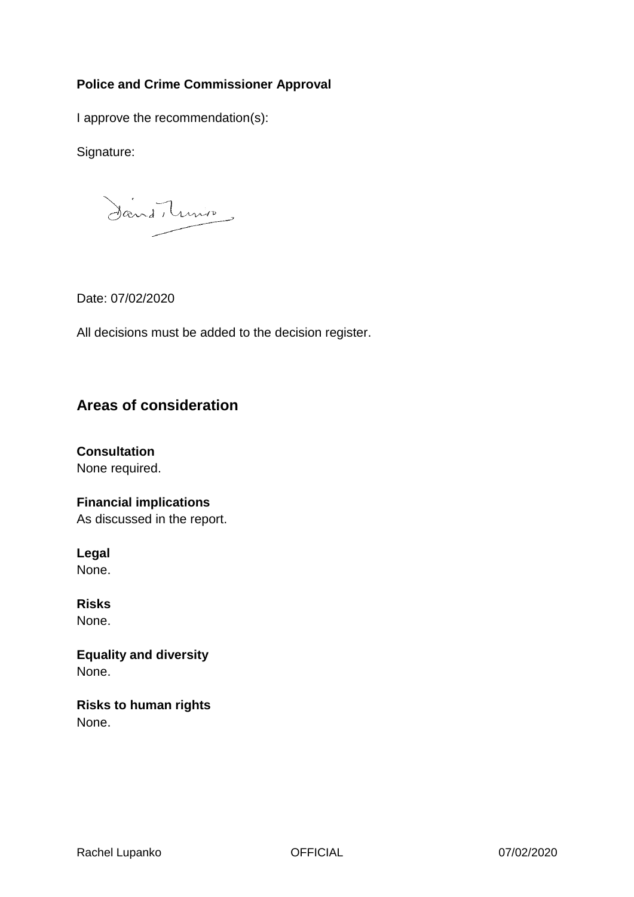**Police and Crime Commissioner Approval**

I approve the recommendation(s):

Signature:

Date: 07/02/2020

All decisions must be added to the decision register.

## Areas of consideration

**Consultation**
None required.

**Financial implications**
As discussed in the report.

**Legal**
None.

**Risks**
None.

**Equality and diversity**
None.

**Risks to human rights**
None.